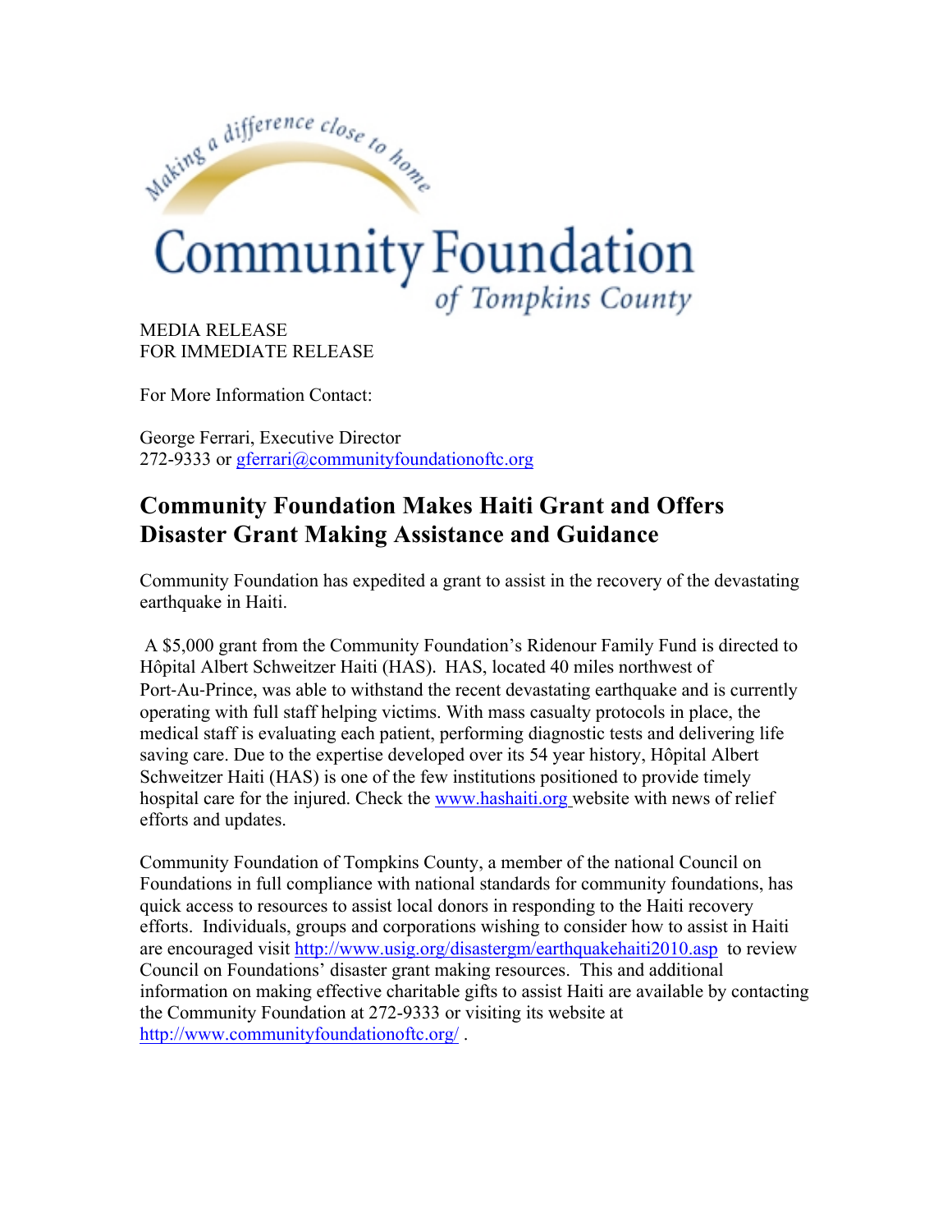Making a difference close to home

Community Foundation
*of Tompkins County*

MEDIA RELEASE
FOR IMMEDIATE RELEASE

For More Information Contact:

George Ferrari, Executive Director
272-9333 or gferrari@communityfoundationoftc.org

## Community Foundation Makes Haiti Grant and Offers Disaster Grant Making Assistance and Guidance

Community Foundation has expedited a grant to assist in the recovery of the devastating earthquake in Haiti.

A $5,000 grant from the Community Foundation's Ridenour Family Fund is directed to Hôpital Albert Schweitzer Haiti (HAS). HAS, located 40 miles northwest of Port-Au-Prince, was able to withstand the recent devastating earthquake and is currently operating with full staff helping victims. With mass casualty protocols in place, the medical staff is evaluating each patient, performing diagnostic tests and delivering life saving care. Due to the expertise developed over its 54 year history, Hôpital Albert Schweitzer Haiti (HAS) is one of the few institutions positioned to provide timely hospital care for the injured. Check the www.hashaiti.org website with news of relief efforts and updates.

Community Foundation of Tompkins County, a member of the national Council on Foundations in full compliance with national standards for community foundations, has quick access to resources to assist local donors in responding to the Haiti recovery efforts. Individuals, groups and corporations wishing to consider how to assist in Haiti are encouraged visit http://www.usig.org/disastergm/earthquakehaiti2010.asp to review Council on Foundations' disaster grant making resources. This and additional information on making effective charitable gifts to assist Haiti are available by contacting the Community Foundation at 272-9333 or visiting its website at http://www.communityfoundationoftc.org/ .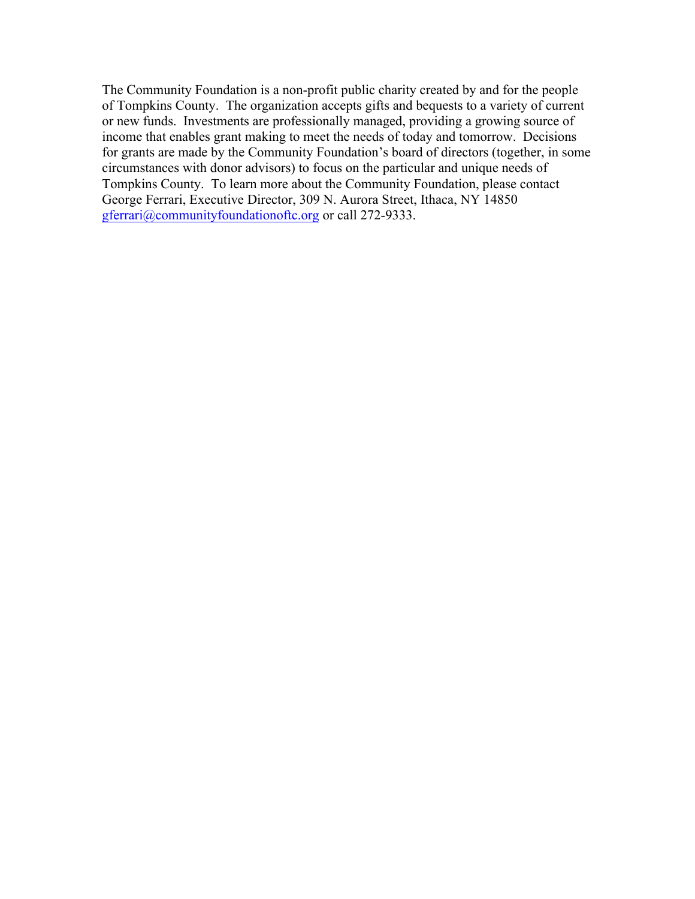The Community Foundation is a non-profit public charity created by and for the people of Tompkins County. The organization accepts gifts and bequests to a variety of current or new funds. Investments are professionally managed, providing a growing source of income that enables grant making to meet the needs of today and tomorrow. Decisions for grants are made by the Community Foundation's board of directors (together, in some circumstances with donor advisors) to focus on the particular and unique needs of Tompkins County. To learn more about the Community Foundation, please contact George Ferrari, Executive Director, 309 N. Aurora Street, Ithaca, NY 14850 gferrari@communityfoundationoftc.org or call 272-9333.